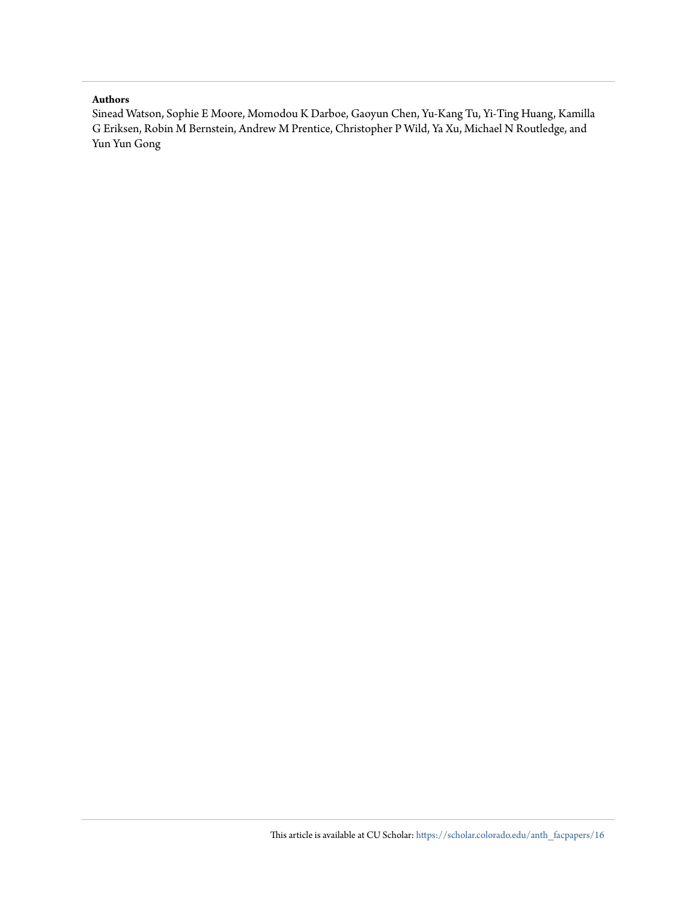**Authors**

Sinead Watson, Sophie E Moore, Momodou K Darboe, Gaoyun Chen, Yu-Kang Tu, Yi-Ting Huang, Kamilla G Eriksen, Robin M Bernstein, Andrew M Prentice, Christopher P Wild, Ya Xu, Michael N Routledge, and Yun Yun Gong

This article is available at CU Scholar: https://scholar.colorado.edu/anth_facpapers/16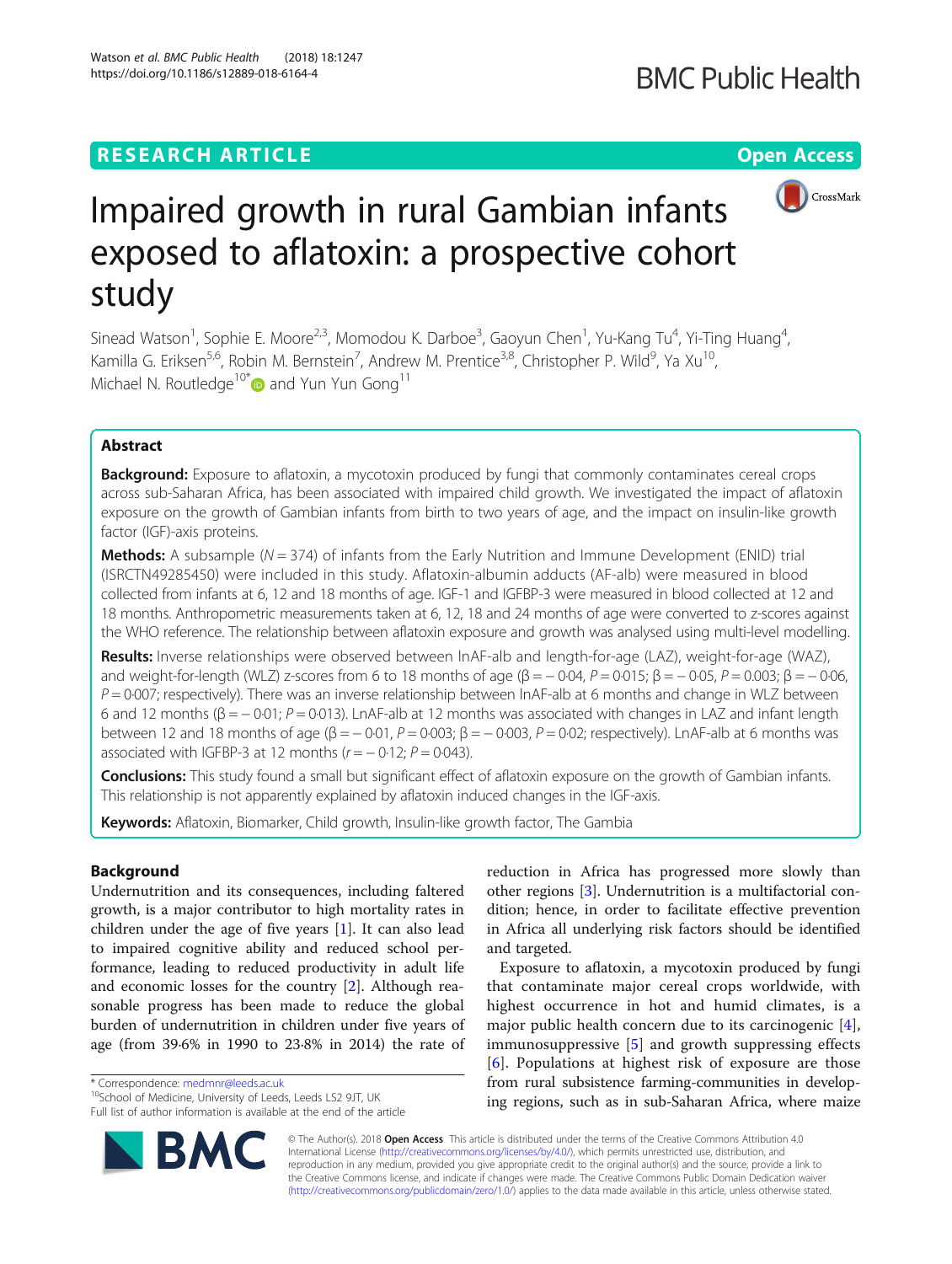# Impaired growth in rural Gambian infants exposed to aflatoxin: a prospective cohort study

Sinead Watson[1], Sophie E. Moore[2,3], Momodou K. Darboe[3], Gaoyun Chen[1], Yu-Kang Tu[4], Yi-Ting Huang[4], Kamilla G. Eriksen[5,6], Robin M. Bernstein[7], Andrew M. Prentice[3,8], Christopher P. Wild[9], Ya Xu[10], Michael N. Routledge[10*] and Yun Yun Gong[11]

## Abstract

**Background:** Exposure to aflatoxin, a mycotoxin produced by fungi that commonly contaminates cereal crops across sub-Saharan Africa, has been associated with impaired child growth. We investigated the impact of aflatoxin exposure on the growth of Gambian infants from birth to two years of age, and the impact on insulin-like growth factor (IGF)-axis proteins.

**Methods:** A subsample ($N = 374$) of infants from the Early Nutrition and Immune Development (ENID) trial (ISRCTN49285450) were included in this study. Aflatoxin-albumin adducts (AF-alb) were measured in blood collected from infants at 6, 12 and 18 months of age. IGF-1 and IGFBP-3 were measured in blood collected at 12 and 18 months. Anthropometric measurements taken at 6, 12, 18 and 24 months of age were converted to z-scores against the WHO reference. The relationship between aflatoxin exposure and growth was analysed using multi-level modelling.

**Results:** Inverse relationships were observed between lnAF-alb and length-for-age (LAZ), weight-for-age (WAZ), and weight-for-length (WLZ) z-scores from 6 to 18 months of age ($\beta = -0{\cdot}04$, $P = 0{\cdot}015$; $\beta = -0{\cdot}05$, $P = 0.003$; $\beta = -0{\cdot}06$, $P = 0{\cdot}007$; respectively). There was an inverse relationship between lnAF-alb at 6 months and change in WLZ between 6 and 12 months ($\beta = -0{\cdot}01$; $P = 0{\cdot}013$). LnAF-alb at 12 months was associated with changes in LAZ and infant length between 12 and 18 months of age ($\beta = -0{\cdot}01$, $P = 0{\cdot}003$; $\beta = -0{\cdot}003$, $P = 0{\cdot}02$; respectively). LnAF-alb at 6 months was associated with IGFBP-3 at 12 months ($r = -0{\cdot}12$; $P = 0{\cdot}043$).

**Conclusions:** This study found a small but significant effect of aflatoxin exposure on the growth of Gambian infants. This relationship is not apparently explained by aflatoxin induced changes in the IGF-axis.

**Keywords:** Aflatoxin, Biomarker, Child growth, Insulin-like growth factor, The Gambia

## Background

Undernutrition and its consequences, including faltered growth, is a major contributor to high mortality rates in children under the age of five years [1]. It can also lead to impaired cognitive ability and reduced school performance, leading to reduced productivity in adult life and economic losses for the country [2]. Although reasonable progress has been made to reduce the global burden of undernutrition in children under five years of age (from 39·6% in 1990 to 23·8% in 2014) the rate of reduction in Africa has progressed more slowly than other regions [3]. Undernutrition is a multifactorial condition; hence, in order to facilitate effective prevention in Africa all underlying risk factors should be identified and targeted.

Exposure to aflatoxin, a mycotoxin produced by fungi that contaminate major cereal crops worldwide, with highest occurrence in hot and humid climates, is a major public health concern due to its carcinogenic [4], immunosuppressive [5] and growth suppressing effects [6]. Populations at highest risk of exposure are those from rural subsistence farming-communities in developing regions, such as in sub-Saharan Africa, where maize

\* Correspondence: medmnr@leeds.ac.uk
[10]School of Medicine, University of Leeds, Leeds LS2 9JT, UK
Full list of author information is available at the end of the article

© The Author(s). 2018 **Open Access** This article is distributed under the terms of the Creative Commons Attribution 4.0 International License (http://creativecommons.org/licenses/by/4.0/), which permits unrestricted use, distribution, and reproduction in any medium, provided you give appropriate credit to the original author(s) and the source, provide a link to the Creative Commons license, and indicate if changes were made. The Creative Commons Public Domain Dedication waiver (http://creativecommons.org/publicdomain/zero/1.0/) applies to the data made available in this article, unless otherwise stated.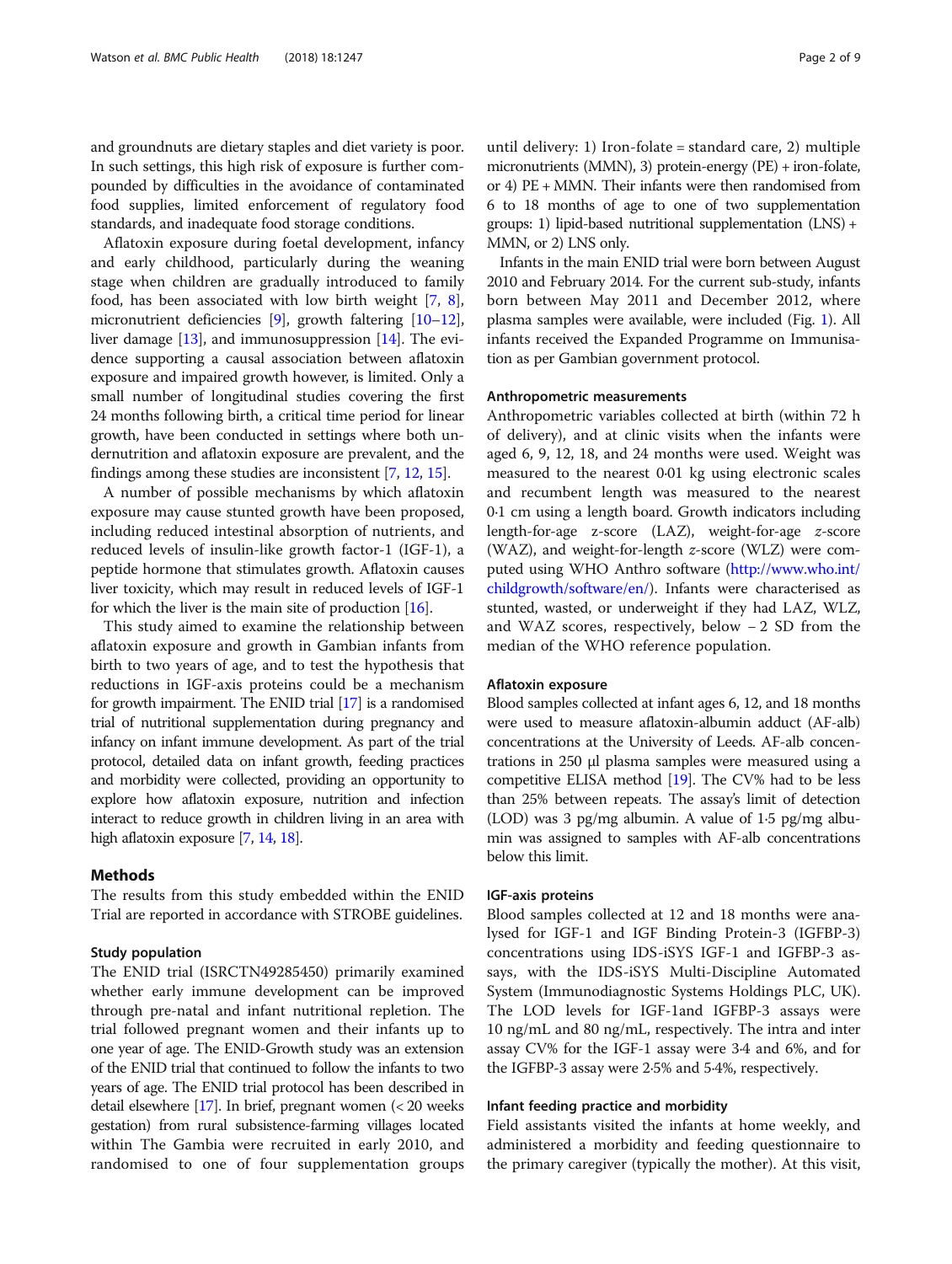and groundnuts are dietary staples and diet variety is poor. In such settings, this high risk of exposure is further compounded by difficulties in the avoidance of contaminated food supplies, limited enforcement of regulatory food standards, and inadequate food storage conditions.

Aflatoxin exposure during foetal development, infancy and early childhood, particularly during the weaning stage when children are gradually introduced to family food, has been associated with low birth weight [7, 8], micronutrient deficiencies [9], growth faltering [10–12], liver damage [13], and immunosuppression [14]. The evidence supporting a causal association between aflatoxin exposure and impaired growth however, is limited. Only a small number of longitudinal studies covering the first 24 months following birth, a critical time period for linear growth, have been conducted in settings where both undernutrition and aflatoxin exposure are prevalent, and the findings among these studies are inconsistent [7, 12, 15].

A number of possible mechanisms by which aflatoxin exposure may cause stunted growth have been proposed, including reduced intestinal absorption of nutrients, and reduced levels of insulin-like growth factor-1 (IGF-1), a peptide hormone that stimulates growth. Aflatoxin causes liver toxicity, which may result in reduced levels of IGF-1 for which the liver is the main site of production [16].

This study aimed to examine the relationship between aflatoxin exposure and growth in Gambian infants from birth to two years of age, and to test the hypothesis that reductions in IGF-axis proteins could be a mechanism for growth impairment. The ENID trial [17] is a randomised trial of nutritional supplementation during pregnancy and infancy on infant immune development. As part of the trial protocol, detailed data on infant growth, feeding practices and morbidity were collected, providing an opportunity to explore how aflatoxin exposure, nutrition and infection interact to reduce growth in children living in an area with high aflatoxin exposure [7, 14, 18].

## Methods

The results from this study embedded within the ENID Trial are reported in accordance with STROBE guidelines.

### Study population

The ENID trial (ISRCTN49285450) primarily examined whether early immune development can be improved through pre-natal and infant nutritional repletion. The trial followed pregnant women and their infants up to one year of age. The ENID-Growth study was an extension of the ENID trial that continued to follow the infants to two years of age. The ENID trial protocol has been described in detail elsewhere [17]. In brief, pregnant women (< 20 weeks gestation) from rural subsistence-farming villages located within The Gambia were recruited in early 2010, and randomised to one of four supplementation groups until delivery: 1) Iron-folate = standard care, 2) multiple micronutrients (MMN), 3) protein-energy (PE) + iron-folate, or 4) PE + MMN. Their infants were then randomised from 6 to 18 months of age to one of two supplementation groups: 1) lipid-based nutritional supplementation (LNS) + MMN, or 2) LNS only.

Infants in the main ENID trial were born between August 2010 and February 2014. For the current sub-study, infants born between May 2011 and December 2012, where plasma samples were available, were included (Fig. 1). All infants received the Expanded Programme on Immunisation as per Gambian government protocol.

### Anthropometric measurements

Anthropometric variables collected at birth (within 72 h of delivery), and at clinic visits when the infants were aged 6, 9, 12, 18, and 24 months were used. Weight was measured to the nearest 0·01 kg using electronic scales and recumbent length was measured to the nearest 0·1 cm using a length board. Growth indicators including length-for-age z-score (LAZ), weight-for-age *z*-score (WAZ), and weight-for-length *z*-score (WLZ) were computed using WHO Anthro software (http://www.who.int/childgrowth/software/en/). Infants were characterised as stunted, wasted, or underweight if they had LAZ, WLZ, and WAZ scores, respectively, below − 2 SD from the median of the WHO reference population.

### Aflatoxin exposure

Blood samples collected at infant ages 6, 12, and 18 months were used to measure aflatoxin-albumin adduct (AF-alb) concentrations at the University of Leeds. AF-alb concentrations in 250 μl plasma samples were measured using a competitive ELISA method [19]. The CV% had to be less than 25% between repeats. The assay's limit of detection (LOD) was 3 pg/mg albumin. A value of 1·5 pg/mg albumin was assigned to samples with AF-alb concentrations below this limit.

### IGF-axis proteins

Blood samples collected at 12 and 18 months were analysed for IGF-1 and IGF Binding Protein-3 (IGFBP-3) concentrations using IDS-iSYS IGF-1 and IGFBP-3 assays, with the IDS-iSYS Multi-Discipline Automated System (Immunodiagnostic Systems Holdings PLC, UK). The LOD levels for IGF-1and IGFBP-3 assays were 10 ng/mL and 80 ng/mL, respectively. The intra and inter assay CV% for the IGF-1 assay were 3·4 and 6%, and for the IGFBP-3 assay were 2·5% and 5·4%, respectively.

### Infant feeding practice and morbidity

Field assistants visited the infants at home weekly, and administered a morbidity and feeding questionnaire to the primary caregiver (typically the mother). At this visit,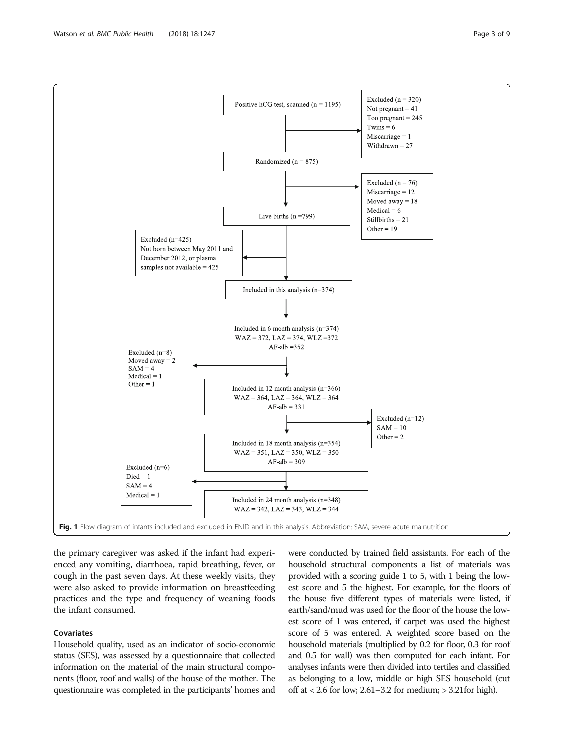Positive hCG test, scanned (n = 1195)

Excluded (n = 320)
Not pregnant = 41
Too pregnant = 245
Twins = 6
Miscarriage = 1
Withdrawn = 27

Randomized (n = 875)

Excluded (n = 76)
Miscarriage = 12
Moved away = 18
Medical = 6
Stillbirths = 21
Other = 19

Live births (n =799)

Excluded (n=425)
Not born between May 2011 and December 2012, or plasma samples not available = 425

Included in this analysis (n=374)

Included in 6 month analysis (n=374)
WAZ = 372, LAZ = 374, WLZ =372
AF-alb =352

Excluded (n=8)
Moved away = 2
SAM = 4
Medical = 1
Other = 1

Included in 12 month analysis (n=366)
WAZ = 364, LAZ = 364, WLZ = 364
AF-alb = 331

Excluded (n=12)
SAM = 10
Other = 2

Included in 18 month analysis (n=354)
WAZ = 351, LAZ = 350, WLZ = 350
AF-alb = 309

Excluded (n=6)
Died = 1
SAM = 4
Medical = 1

Included in 24 month analysis (n=348)
WAZ = 342, LAZ = 343, WLZ = 344

**Fig. 1** Flow diagram of infants included and excluded in ENID and in this analysis. Abbreviation: SAM, severe acute malnutrition

the primary caregiver was asked if the infant had experienced any vomiting, diarrhoea, rapid breathing, fever, or cough in the past seven days. At these weekly visits, they were also asked to provide information on breastfeeding practices and the type and frequency of weaning foods the infant consumed.

### Covariates

Household quality, used as an indicator of socio-economic status (SES), was assessed by a questionnaire that collected information on the material of the main structural components (floor, roof and walls) of the house of the mother. The questionnaire was completed in the participants' homes and were conducted by trained field assistants. For each of the household structural components a list of materials was provided with a scoring guide 1 to 5, with 1 being the lowest score and 5 the highest. For example, for the floors of the house five different types of materials were listed, if earth/sand/mud was used for the floor of the house the lowest score of 1 was entered, if carpet was used the highest score of 5 was entered. A weighted score based on the household materials (multiplied by 0.2 for floor, 0.3 for roof and 0.5 for wall) was then computed for each infant. For analyses infants were then divided into tertiles and classified as belonging to a low, middle or high SES household (cut off at < 2.6 for low; 2.61–3.2 for medium; > 3.21for high).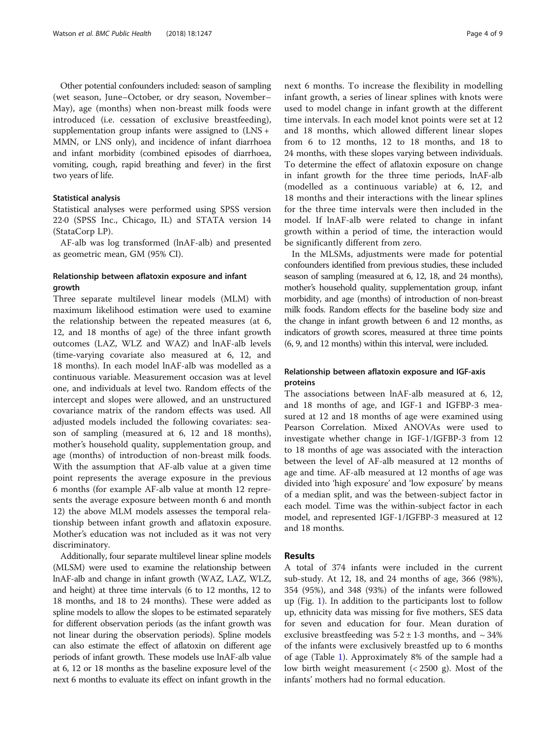Other potential confounders included: season of sampling (wet season, June–October, or dry season, November–May), age (months) when non-breast milk foods were introduced (i.e. cessation of exclusive breastfeeding), supplementation group infants were assigned to (LNS + MMN, or LNS only), and incidence of infant diarrhoea and infant morbidity (combined episodes of diarrhoea, vomiting, cough, rapid breathing and fever) in the first two years of life.

### Statistical analysis

Statistical analyses were performed using SPSS version 22·0 (SPSS Inc., Chicago, IL) and STATA version 14 (StataCorp LP).

AF-alb was log transformed (lnAF-alb) and presented as geometric mean, GM (95% CI).

### Relationship between aflatoxin exposure and infant growth

Three separate multilevel linear models (MLM) with maximum likelihood estimation were used to examine the relationship between the repeated measures (at 6, 12, and 18 months of age) of the three infant growth outcomes (LAZ, WLZ and WAZ) and lnAF-alb levels (time-varying covariate also measured at 6, 12, and 18 months). In each model lnAF-alb was modelled as a continuous variable. Measurement occasion was at level one, and individuals at level two. Random effects of the intercept and slopes were allowed, and an unstructured covariance matrix of the random effects was used. All adjusted models included the following covariates: season of sampling (measured at 6, 12 and 18 months), mother's household quality, supplementation group, and age (months) of introduction of non-breast milk foods. With the assumption that AF-alb value at a given time point represents the average exposure in the previous 6 months (for example AF-alb value at month 12 represents the average exposure between month 6 and month 12) the above MLM models assesses the temporal relationship between infant growth and aflatoxin exposure. Mother's education was not included as it was not very discriminatory.

Additionally, four separate multilevel linear spline models (MLSM) were used to examine the relationship between lnAF-alb and change in infant growth (WAZ, LAZ, WLZ, and height) at three time intervals (6 to 12 months, 12 to 18 months, and 18 to 24 months). These were added as spline models to allow the slopes to be estimated separately for different observation periods (as the infant growth was not linear during the observation periods). Spline models can also estimate the effect of aflatoxin on different age periods of infant growth. These models use lnAF-alb value at 6, 12 or 18 months as the baseline exposure level of the next 6 months to evaluate its effect on infant growth in the next 6 months. To increase the flexibility in modelling infant growth, a series of linear splines with knots were used to model change in infant growth at the different time intervals. In each model knot points were set at 12 and 18 months, which allowed different linear slopes from 6 to 12 months, 12 to 18 months, and 18 to 24 months, with these slopes varying between individuals. To determine the effect of aflatoxin exposure on change in infant growth for the three time periods, lnAF-alb (modelled as a continuous variable) at 6, 12, and 18 months and their interactions with the linear splines for the three time intervals were then included in the model. If lnAF-alb were related to change in infant growth within a period of time, the interaction would be significantly different from zero.

In the MLSMs, adjustments were made for potential confounders identified from previous studies, these included season of sampling (measured at 6, 12, 18, and 24 months), mother's household quality, supplementation group, infant morbidity, and age (months) of introduction of non-breast milk foods. Random effects for the baseline body size and the change in infant growth between 6 and 12 months, as indicators of growth scores, measured at three time points (6, 9, and 12 months) within this interval, were included.

### Relationship between aflatoxin exposure and IGF-axis proteins

The associations between lnAF-alb measured at 6, 12, and 18 months of age, and IGF-1 and IGFBP-3 measured at 12 and 18 months of age were examined using Pearson Correlation. Mixed ANOVAs were used to investigate whether change in IGF-1/IGFBP-3 from 12 to 18 months of age was associated with the interaction between the level of AF-alb measured at 12 months of age and time. AF-alb measured at 12 months of age was divided into 'high exposure' and 'low exposure' by means of a median split, and was the between-subject factor in each model. Time was the within-subject factor in each model, and represented IGF-1/IGFBP-3 measured at 12 and 18 months.

## Results

A total of 374 infants were included in the current sub-study. At 12, 18, and 24 months of age, 366 (98%), 354 (95%), and 348 (93%) of the infants were followed up (Fig. 1). In addition to the participants lost to follow up, ethnicity data was missing for five mothers, SES data for seven and education for four. Mean duration of exclusive breastfeeding was $5{\cdot}2 \pm 1{\cdot}3$ months, and ~ 34% of the infants were exclusively breastfed up to 6 months of age (Table 1). Approximately 8% of the sample had a low birth weight measurement (< 2500 g). Most of the infants' mothers had no formal education.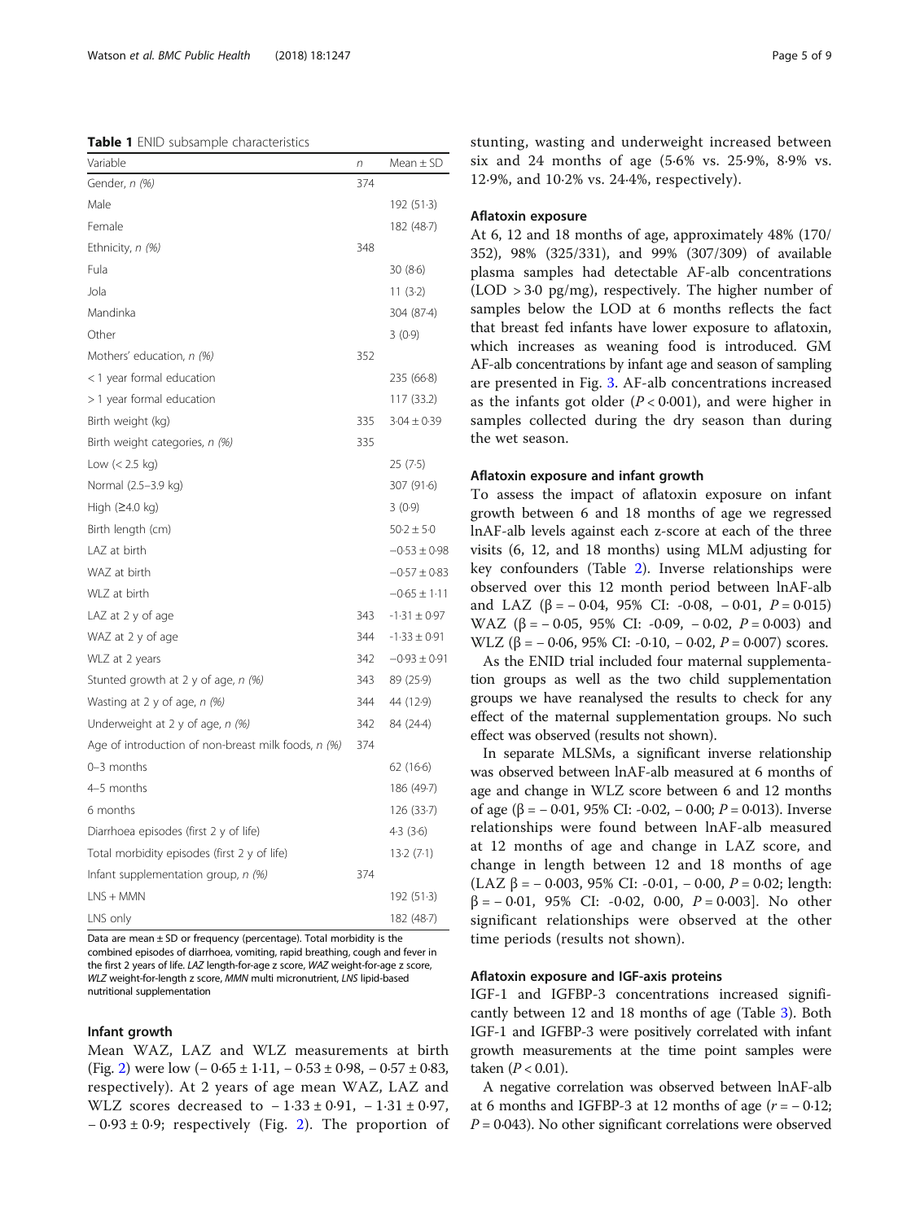**Table 1** ENID subsample characteristics

| Variable | n | Mean ± SD |
| --- | --- | --- |
| Gender, *n (%)* | 374 | |
| Male | | 192 (51·3) |
| Female | | 182 (48·7) |
| Ethnicity, *n (%)* | 348 | |
| Fula | | 30 (8·6) |
| Jola | | 11 (3·2) |
| Mandinka | | 304 (87·4) |
| Other | | 3 (0·9) |
| Mothers' education, *n (%)* | 352 | |
| < 1 year formal education | | 235 (66·8) |
| > 1 year formal education | | 117 (33.2) |
| Birth weight (kg) | 335 | 3·04 ± 0·39 |
| Birth weight categories, *n (%)* | 335 | |
| Low (< 2.5 kg) | | 25 (7·5) |
| Normal (2.5–3.9 kg) | | 307 (91·6) |
| High (≥4.0 kg) | | 3 (0·9) |
| Birth length (cm) | | 50·2 ± 5·0 |
| LAZ at birth | | −0·53 ± 0·98 |
| WAZ at birth | | −0·57 ± 0·83 |
| WLZ at birth | | −0·65 ± 1·11 |
| LAZ at 2 y of age | 343 | -1·31 ± 0·97 |
| WAZ at 2 y of age | 344 | -1·33 ± 0·91 |
| WLZ at 2 years | 342 | −0·93 ± 0·91 |
| Stunted growth at 2 y of age, *n (%)* | 343 | 89 (25·9) |
| Wasting at 2 y of age, *n (%)* | 344 | 44 (12·9) |
| Underweight at 2 y of age, *n (%)* | 342 | 84 (24·4) |
| Age of introduction of non-breast milk foods, *n (%)* | 374 | |
| 0–3 months | | 62 (16·6) |
| 4–5 months | | 186 (49·7) |
| 6 months | | 126 (33·7) |
| Diarrhoea episodes (first 2 y of life) | | 4·3 (3·6) |
| Total morbidity episodes (first 2 y of life) | | 13·2 (7·1) |
| Infant supplementation group, *n (%)* | 374 | |
| LNS + MMN | | 192 (51·3) |
| LNS only | | 182 (48·7) |

Data are mean ± SD or frequency (percentage). Total morbidity is the combined episodes of diarrhoea, vomiting, rapid breathing, cough and fever in the first 2 years of life. *LAZ* length-for-age z score, *WAZ* weight-for-age z score, *WLZ* weight-for-length z score, *MMN* multi micronutrient, *LNS* lipid-based nutritional supplementation

### Infant growth

Mean WAZ, LAZ and WLZ measurements at birth (Fig. 2) were low (− 0·65 ± 1·11, − 0·53 ± 0·98, − 0·57 ± 0·83, respectively). At 2 years of age mean WAZ, LAZ and WLZ scores decreased to − 1·33 ± 0·91, − 1·31 ± 0·97, − 0·93 ± 0·9; respectively (Fig. 2). The proportion of stunting, wasting and underweight increased between six and 24 months of age (5·6% vs. 25·9%, 8·9% vs. 12·9%, and 10·2% vs. 24·4%, respectively).

### Aflatoxin exposure

At 6, 12 and 18 months of age, approximately 48% (170/352), 98% (325/331), and 99% (307/309) of available plasma samples had detectable AF-alb concentrations (LOD > 3·0 pg/mg), respectively. The higher number of samples below the LOD at 6 months reflects the fact that breast fed infants have lower exposure to aflatoxin, which increases as weaning food is introduced. GM AF-alb concentrations by infant age and season of sampling are presented in Fig. 3. AF-alb concentrations increased as the infants got older ($P < 0·001$), and were higher in samples collected during the dry season than during the wet season.

### Aflatoxin exposure and infant growth

To assess the impact of aflatoxin exposure on infant growth between 6 and 18 months of age we regressed lnAF-alb levels against each z-score at each of the three visits (6, 12, and 18 months) using MLM adjusting for key confounders (Table 2). Inverse relationships were observed over this 12 month period between lnAF-alb and LAZ (β = − 0·04, 95% CI: -0·08, − 0·01, $P = 0·015$) WAZ (β = − 0·05, 95% CI: -0·09, − 0·02, $P = 0·003$) and WLZ (β = − 0·06, 95% CI: -0·10, − 0·02, $P = 0·007$) scores.

As the ENID trial included four maternal supplementation groups as well as the two child supplementation groups we have reanalysed the results to check for any effect of the maternal supplementation groups. No such effect was observed (results not shown).

In separate MLSMs, a significant inverse relationship was observed between lnAF-alb measured at 6 months of age and change in WLZ score between 6 and 12 months of age (β = − 0·01, 95% CI: -0·02, − 0·00; $P = 0·013$). Inverse relationships were found between lnAF-alb measured at 12 months of age and change in LAZ score, and change in length between 12 and 18 months of age (LAZ β = − 0·003, 95% CI: -0·01, − 0·00, $P = 0·02$; length: β = − 0·01, 95% CI: -0·02, 0·00, $P = 0·003$]. No other significant relationships were observed at the other time periods (results not shown).

### Aflatoxin exposure and IGF-axis proteins

IGF-1 and IGFBP-3 concentrations increased significantly between 12 and 18 months of age (Table 3). Both IGF-1 and IGFBP-3 were positively correlated with infant growth measurements at the time point samples were taken ($P < 0.01$).

A negative correlation was observed between lnAF-alb at 6 months and IGFBP-3 at 12 months of age ($r = − 0·12$; $P = 0·043$). No other significant correlations were observed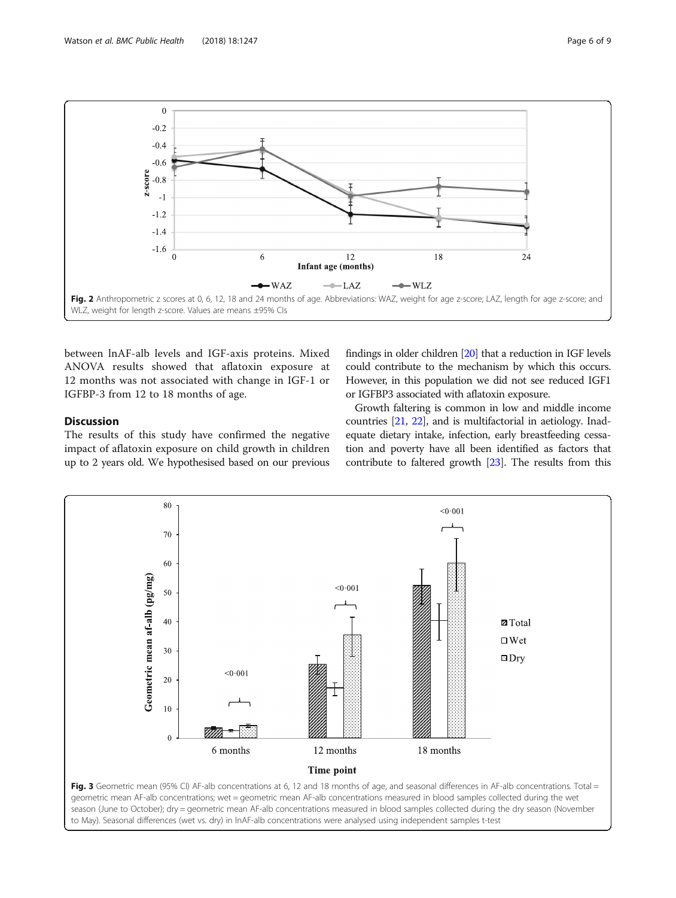Fig. 2 Anthropometric z scores at 0, 6, 12, 18 and 24 months of age. Abbreviations: WAZ, weight for age z-score; LAZ, length for age z-score; and WLZ, weight for length z-score. Values are means ±95% CIs

between lnAF-alb levels and IGF-axis proteins. Mixed ANOVA results showed that aflatoxin exposure at 12 months was not associated with change in IGF-1 or IGFBP-3 from 12 to 18 months of age.

## Discussion

The results of this study have confirmed the negative impact of aflatoxin exposure on child growth in children up to 2 years old. We hypothesised based on our previous findings in older children [20] that a reduction in IGF levels could contribute to the mechanism by which this occurs. However, in this population we did not see reduced IGF1 or IGFBP3 associated with aflatoxin exposure.

Growth faltering is common in low and middle income countries [21, 22], and is multifactorial in aetiology. Inadequate dietary intake, infection, early breastfeeding cessation and poverty have all been identified as factors that contribute to faltered growth [23]. The results from this

Fig. 3 Geometric mean (95% CI) AF-alb concentrations at 6, 12 and 18 months of age, and seasonal differences in AF-alb concentrations. Total = geometric mean AF-alb concentrations; wet = geometric mean AF-alb concentrations measured in blood samples collected during the wet season (June to October); dry = geometric mean AF-alb concentrations measured in blood samples collected during the dry season (November to May). Seasonal differences (wet vs. dry) in lnAF-alb concentrations were analysed using independent samples t-test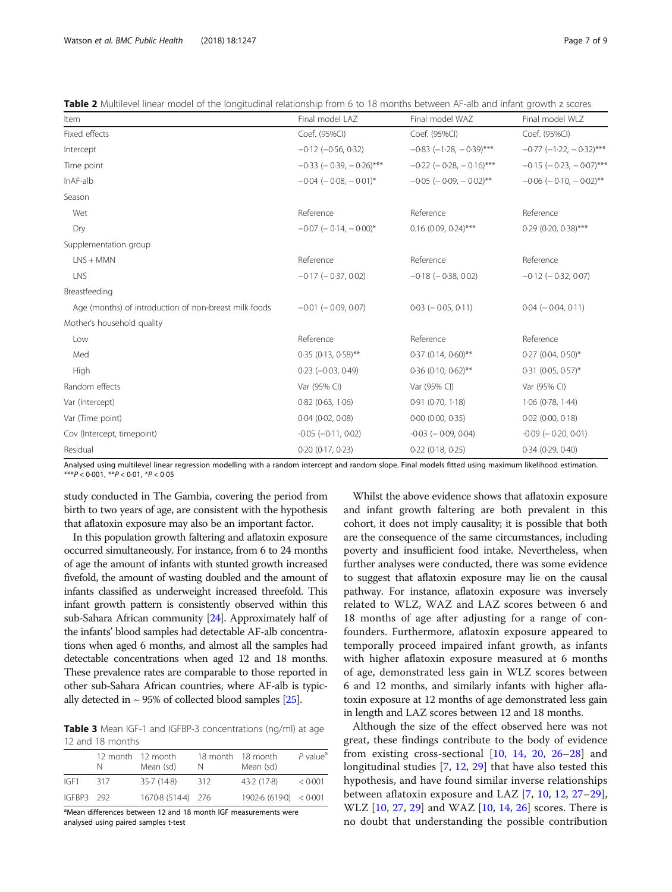**Table 2** Multilevel linear model of the longitudinal relationship from 6 to 18 months between AF-alb and infant growth z scores

| Item | Final model LAZ | Final model WAZ | Final model WLZ |
|---|---|---|---|
| Fixed effects | Coef. (95%CI) | Coef. (95%CI) | Coef. (95%CI) |
| Intercept | −0·12 (−0·56, 0·32) | −0·83 (−1·28, − 0·39)*** | −0·77 (−1·22, − 0·32)*** |
| Time point | −0·33 (− 0·39, − 0·26)*** | −0·22 (− 0·28, − 0·16)*** | −0·15 (− 0·23, − 0·07)*** |
| lnAF-alb | −0·04 (− 0·08, − 0·01)* | −0·05 (− 0·09, − 0·02)** | −0·06 (− 0·10, − 0·02)** |
| Season | | | |
| Wet | Reference | Reference | Reference |
| Dry | −0·07 (− 0·14, − 0·00)* | 0.16 (0·09, 0·24)*** | 0·29 (0·20, 0·38)*** |
| Supplementation group | | | |
| LNS + MMN | Reference | Reference | Reference |
| LNS | −0·17 (− 0·37, 0·02) | −0·18 (− 0·38, 0·02) | −0·12 (− 0·32, 0·07) |
| Breastfeeding | | | |
| Age (months) of introduction of non-breast milk foods | −0·01 (− 0·09, 0·07) | 0·03 (− 0·05, 0·11) | 0·04 (− 0·04, 0·11) |
| Mother's household quality | | | |
| Low | Reference | Reference | Reference |
| Med | 0·35 (0·13, 0·58)** | 0·37 (0·14, 0·60)** | 0·27 (0·04, 0·50)* |
| High | 0·23 (−0·03, 0·49) | 0·36 (0·10, 0·62)** | 0·31 (0·05, 0·57)* |
| Random effects | Var (95% CI) | Var (95% CI) | Var (95% CI) |
| Var (Intercept) | 0·82 (0·63, 1·06) | 0·91 (0·70, 1·18) | 1·06 (0·78, 1·44) |
| Var (Time point) | 0·04 (0·02, 0·08) | 0·00 (0·00, 0·35) | 0·02 (0·00, 0·18) |
| Cov (Intercept, timepoint) | -0·05 (−0·11, 0·02) | -0·03 (− 0·09, 0·04) | -0·09 (− 0·20, 0·01) |
| Residual | 0·20 (0·17, 0·23) | 0·22 (0·18, 0·25) | 0·34 (0·29, 0·40) |

Analysed using multilevel linear regression modelling with a random intercept and random slope. Final models fitted using maximum likelihood estimation.
***$P < 0{\cdot}001$, **$P < 0{\cdot}01$, *$P < 0{\cdot}05$

study conducted in The Gambia, covering the period from birth to two years of age, are consistent with the hypothesis that aflatoxin exposure may also be an important factor.

In this population growth faltering and aflatoxin exposure occurred simultaneously. For instance, from 6 to 24 months of age the amount of infants with stunted growth increased fivefold, the amount of wasting doubled and the amount of infants classified as underweight increased threefold. This infant growth pattern is consistently observed within this sub-Sahara African community [24]. Approximately half of the infants' blood samples had detectable AF-alb concentrations when aged 6 months, and almost all the samples had detectable concentrations when aged 12 and 18 months. These prevalence rates are comparable to those reported in other sub-Sahara African countries, where AF-alb is typically detected in ~ 95% of collected blood samples [25].

**Table 3** Mean IGF-1 and IGFBP-3 concentrations (ng/ml) at age 12 and 18 months

| | 12 month N | 12 month Mean (sd) | 18 month N | 18 month Mean (sd) | P value[a] |
|---|---|---|---|---|---|
| IGF1 | 317 | 35·7 (14·8) | 312 | 43·2 (17·8) | < 0·001 |
| IGFBP3 | 292 | 1670·8 (514·4) | 276 | 1902·6 (619·0) | < 0·001 |

[a]Mean differences between 12 and 18 month IGF measurements were analysed using paired samples t-test

Whilst the above evidence shows that aflatoxin exposure and infant growth faltering are both prevalent in this cohort, it does not imply causality; it is possible that both are the consequence of the same circumstances, including poverty and insufficient food intake. Nevertheless, when further analyses were conducted, there was some evidence to suggest that aflatoxin exposure may lie on the causal pathway. For instance, aflatoxin exposure was inversely related to WLZ, WAZ and LAZ scores between 6 and 18 months of age after adjusting for a range of confounders. Furthermore, aflatoxin exposure appeared to temporally proceed impaired infant growth, as infants with higher aflatoxin exposure measured at 6 months of age, demonstrated less gain in WLZ scores between 6 and 12 months, and similarly infants with higher aflatoxin exposure at 12 months of age demonstrated less gain in length and LAZ scores between 12 and 18 months.

Although the size of the effect observed here was not great, these findings contribute to the body of evidence from existing cross-sectional [10, 14, 20, 26–28] and longitudinal studies [7, 12, 29] that have also tested this hypothesis, and have found similar inverse relationships between aflatoxin exposure and LAZ [7, 10, 12, 27–29], WLZ [10, 27, 29] and WAZ [10, 14, 26] scores. There is no doubt that understanding the possible contribution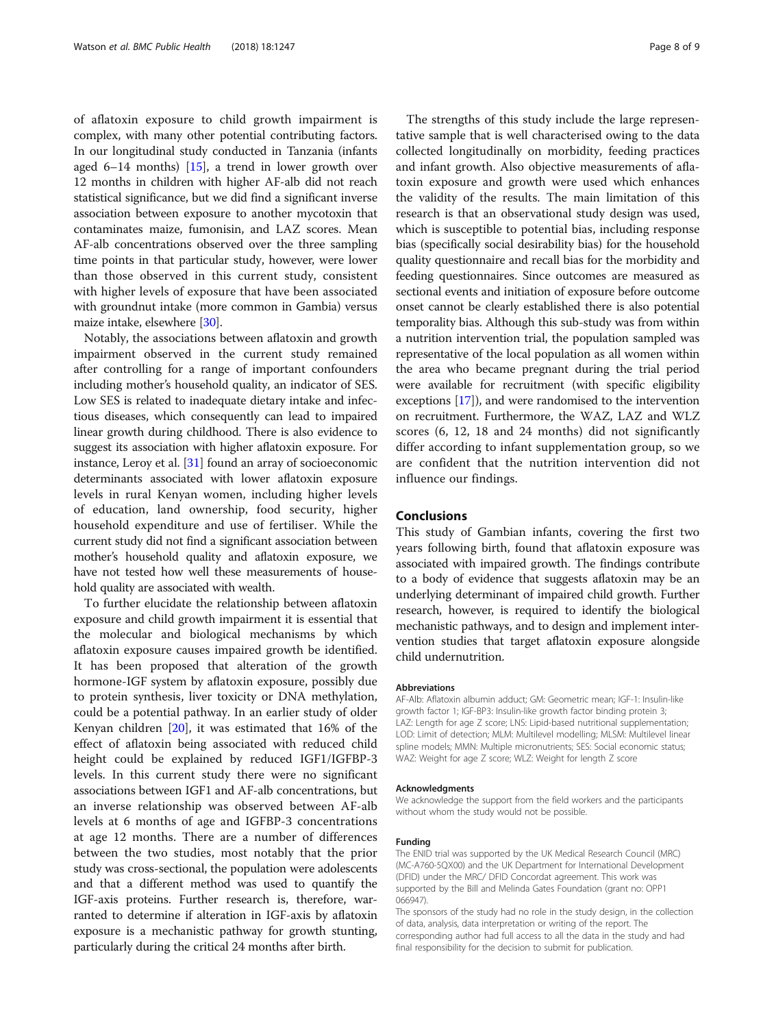of aflatoxin exposure to child growth impairment is complex, with many other potential contributing factors. In our longitudinal study conducted in Tanzania (infants aged 6–14 months) [15], a trend in lower growth over 12 months in children with higher AF-alb did not reach statistical significance, but we did find a significant inverse association between exposure to another mycotoxin that contaminates maize, fumonisin, and LAZ scores. Mean AF-alb concentrations observed over the three sampling time points in that particular study, however, were lower than those observed in this current study, consistent with higher levels of exposure that have been associated with groundnut intake (more common in Gambia) versus maize intake, elsewhere [30].

Notably, the associations between aflatoxin and growth impairment observed in the current study remained after controlling for a range of important confounders including mother's household quality, an indicator of SES. Low SES is related to inadequate dietary intake and infectious diseases, which consequently can lead to impaired linear growth during childhood. There is also evidence to suggest its association with higher aflatoxin exposure. For instance, Leroy et al. [31] found an array of socioeconomic determinants associated with lower aflatoxin exposure levels in rural Kenyan women, including higher levels of education, land ownership, food security, higher household expenditure and use of fertiliser. While the current study did not find a significant association between mother's household quality and aflatoxin exposure, we have not tested how well these measurements of household quality are associated with wealth.

To further elucidate the relationship between aflatoxin exposure and child growth impairment it is essential that the molecular and biological mechanisms by which aflatoxin exposure causes impaired growth be identified. It has been proposed that alteration of the growth hormone-IGF system by aflatoxin exposure, possibly due to protein synthesis, liver toxicity or DNA methylation, could be a potential pathway. In an earlier study of older Kenyan children [20], it was estimated that 16% of the effect of aflatoxin being associated with reduced child height could be explained by reduced IGF1/IGFBP-3 levels. In this current study there were no significant associations between IGF1 and AF-alb concentrations, but an inverse relationship was observed between AF-alb levels at 6 months of age and IGFBP-3 concentrations at age 12 months. There are a number of differences between the two studies, most notably that the prior study was cross-sectional, the population were adolescents and that a different method was used to quantify the IGF-axis proteins. Further research is, therefore, warranted to determine if alteration in IGF-axis by aflatoxin exposure is a mechanistic pathway for growth stunting, particularly during the critical 24 months after birth.

The strengths of this study include the large representative sample that is well characterised owing to the data collected longitudinally on morbidity, feeding practices and infant growth. Also objective measurements of aflatoxin exposure and growth were used which enhances the validity of the results. The main limitation of this research is that an observational study design was used, which is susceptible to potential bias, including response bias (specifically social desirability bias) for the household quality questionnaire and recall bias for the morbidity and feeding questionnaires. Since outcomes are measured as sectional events and initiation of exposure before outcome onset cannot be clearly established there is also potential temporality bias. Although this sub-study was from within a nutrition intervention trial, the population sampled was representative of the local population as all women within the area who became pregnant during the trial period were available for recruitment (with specific eligibility exceptions [17]), and were randomised to the intervention on recruitment. Furthermore, the WAZ, LAZ and WLZ scores (6, 12, 18 and 24 months) did not significantly differ according to infant supplementation group, so we are confident that the nutrition intervention did not influence our findings.

## Conclusions

This study of Gambian infants, covering the first two years following birth, found that aflatoxin exposure was associated with impaired growth. The findings contribute to a body of evidence that suggests aflatoxin may be an underlying determinant of impaired child growth. Further research, however, is required to identify the biological mechanistic pathways, and to design and implement intervention studies that target aflatoxin exposure alongside child undernutrition.

#### Abbreviations

AF-Alb: Aflatoxin albumin adduct; GM: Geometric mean; IGF-1: Insulin-like growth factor 1; IGF-BP3: Insulin-like growth factor binding protein 3; LAZ: Length for age Z score; LNS: Lipid-based nutritional supplementation; LOD: Limit of detection; MLM: Multilevel modelling; MLSM: Multilevel linear spline models; MMN: Multiple micronutrients; SES: Social economic status; WAZ: Weight for age Z score; WLZ: Weight for length Z score

#### Acknowledgments

We acknowledge the support from the field workers and the participants without whom the study would not be possible.

#### Funding

The ENID trial was supported by the UK Medical Research Council (MRC) (MC-A760-5QX00) and the UK Department for International Development (DFID) under the MRC/ DFID Concordat agreement. This work was supported by the Bill and Melinda Gates Foundation (grant no: OPP1 066947).

The sponsors of the study had no role in the study design, in the collection of data, analysis, data interpretation or writing of the report. The corresponding author had full access to all the data in the study and had final responsibility for the decision to submit for publication.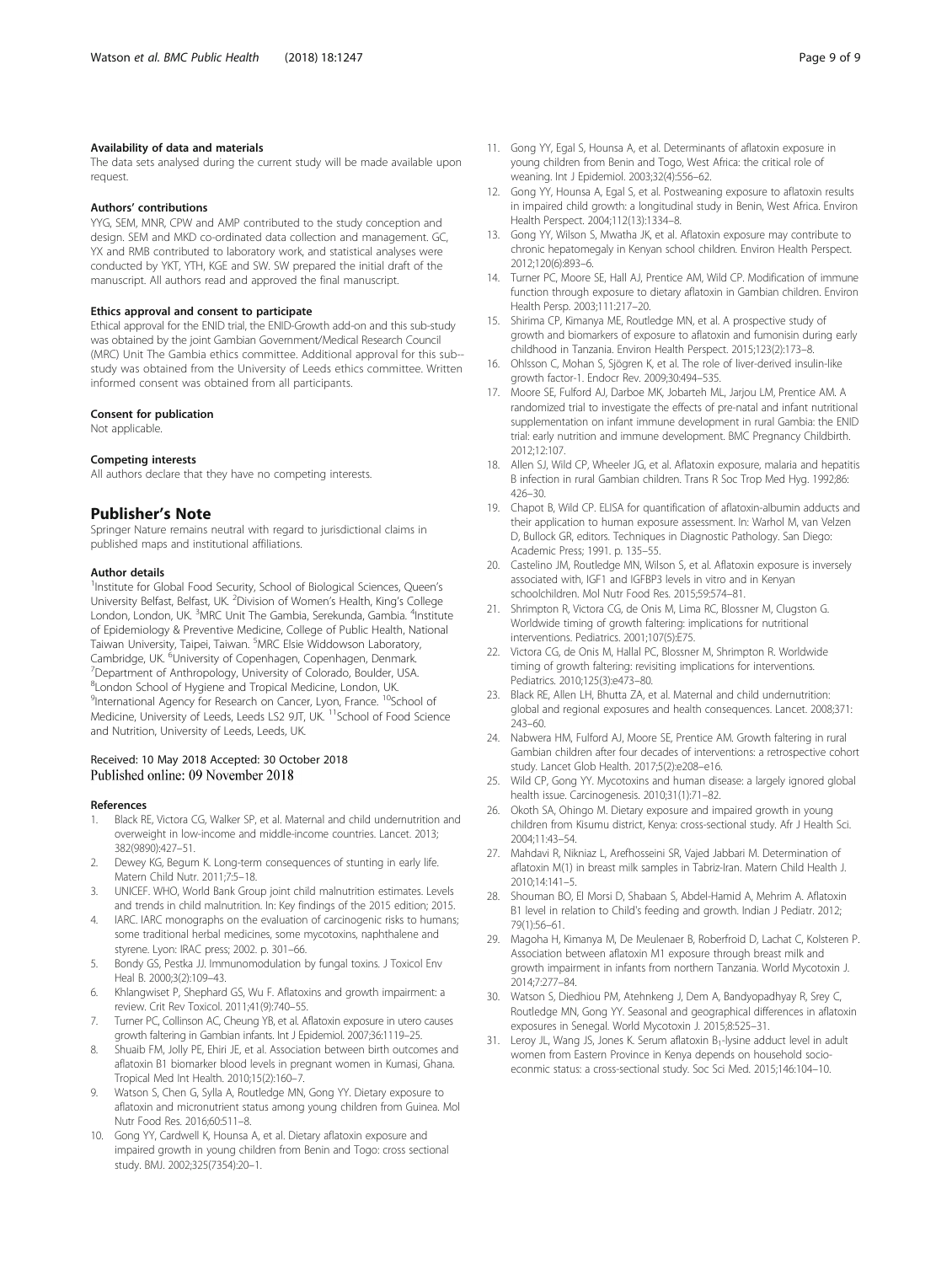#### Availability of data and materials

The data sets analysed during the current study will be made available upon request.

#### Authors' contributions

YYG, SEM, MNR, CPW and AMP contributed to the study conception and design. SEM and MKD co-ordinated data collection and management. GC, YX and RMB contributed to laboratory work, and statistical analyses were conducted by YKT, YTH, KGE and SW. SW prepared the initial draft of the manuscript. All authors read and approved the final manuscript.

#### Ethics approval and consent to participate

Ethical approval for the ENID trial, the ENID-Growth add-on and this sub-study was obtained by the joint Gambian Government/Medical Research Council (MRC) Unit The Gambia ethics committee. Additional approval for this sub--study was obtained from the University of Leeds ethics committee. Written informed consent was obtained from all participants.

#### Consent for publication

Not applicable.

#### Competing interests

All authors declare that they have no competing interests.

### Publisher's Note

Springer Nature remains neutral with regard to jurisdictional claims in published maps and institutional affiliations.

#### Author details

[1]Institute for Global Food Security, School of Biological Sciences, Queen's University Belfast, Belfast, UK. [2]Division of Women's Health, King's College London, London, UK. [3]MRC Unit The Gambia, Serekunda, Gambia. [4]Institute of Epidemiology & Preventive Medicine, College of Public Health, National Taiwan University, Taipei, Taiwan. [5]MRC Elsie Widdowson Laboratory, Cambridge, UK. [6]University of Copenhagen, Copenhagen, Denmark. [7]Department of Anthropology, University of Colorado, Boulder, USA. [8]London School of Hygiene and Tropical Medicine, London, UK. [9]International Agency for Research on Cancer, Lyon, France. [10]School of Medicine, University of Leeds, Leeds LS2 9JT, UK. [11]School of Food Science and Nutrition, University of Leeds, Leeds, UK.

Received: 10 May 2018 Accepted: 30 October 2018
Published online: 09 November 2018

#### References

1. Black RE, Victora CG, Walker SP, et al. Maternal and child undernutrition and overweight in low-income and middle-income countries. Lancet. 2013; 382(9890):427–51.
2. Dewey KG, Begum K. Long-term consequences of stunting in early life. Matern Child Nutr. 2011;7:5–18.
3. UNICEF. WHO, World Bank Group joint child malnutrition estimates. Levels and trends in child malnutrition. In: Key findings of the 2015 edition; 2015.
4. IARC. IARC monographs on the evaluation of carcinogenic risks to humans; some traditional herbal medicines, some mycotoxins, naphthalene and styrene. Lyon: IRAC press; 2002. p. 301–66.
5. Bondy GS, Pestka JJ. Immunomodulation by fungal toxins. J Toxicol Env Heal B. 2000;3(2):109–43.
6. Khlangwiset P, Shephard GS, Wu F. Aflatoxins and growth impairment: a review. Crit Rev Toxicol. 2011;41(9):740–55.
7. Turner PC, Collinson AC, Cheung YB, et al. Aflatoxin exposure in utero causes growth faltering in Gambian infants. Int J Epidemiol. 2007;36:1119–25.
8. Shuaib FM, Jolly PE, Ehiri JE, et al. Association between birth outcomes and aflatoxin B1 biomarker blood levels in pregnant women in Kumasi, Ghana. Tropical Med Int Health. 2010;15(2):160–7.
9. Watson S, Chen G, Sylla A, Routledge MN, Gong YY. Dietary exposure to aflatoxin and micronutrient status among young children from Guinea. Mol Nutr Food Res. 2016;60:511–8.
10. Gong YY, Cardwell K, Hounsa A, et al. Dietary aflatoxin exposure and impaired growth in young children from Benin and Togo: cross sectional study. BMJ. 2002;325(7354):20–1.
11. Gong YY, Egal S, Hounsa A, et al. Determinants of aflatoxin exposure in young children from Benin and Togo, West Africa: the critical role of weaning. Int J Epidemiol. 2003;32(4):556–62.
12. Gong YY, Hounsa A, Egal S, et al. Postweaning exposure to aflatoxin results in impaired child growth: a longitudinal study in Benin, West Africa. Environ Health Perspect. 2004;112(13):1334–8.
13. Gong YY, Wilson S, Mwatha JK, et al. Aflatoxin exposure may contribute to chronic hepatomegaly in Kenyan school children. Environ Health Perspect. 2012;120(6):893–6.
14. Turner PC, Moore SE, Hall AJ, Prentice AM, Wild CP. Modification of immune function through exposure to dietary aflatoxin in Gambian children. Environ Health Persp. 2003;111:217–20.
15. Shirima CP, Kimanya ME, Routledge MN, et al. A prospective study of growth and biomarkers of exposure to aflatoxin and fumonisin during early childhood in Tanzania. Environ Health Perspect. 2015;123(2):173–8.
16. Ohlsson C, Mohan S, Sjögren K, et al. The role of liver-derived insulin-like growth factor-1. Endocr Rev. 2009;30:494–535.
17. Moore SE, Fulford AJ, Darboe MK, Jobarteh ML, Jarjou LM, Prentice AM. A randomized trial to investigate the effects of pre-natal and infant nutritional supplementation on infant immune development in rural Gambia: the ENID trial: early nutrition and immune development. BMC Pregnancy Childbirth. 2012;12:107.
18. Allen SJ, Wild CP, Wheeler JG, et al. Aflatoxin exposure, malaria and hepatitis B infection in rural Gambian children. Trans R Soc Trop Med Hyg. 1992;86: 426–30.
19. Chapot B, Wild CP. ELISA for quantification of aflatoxin-albumin adducts and their application to human exposure assessment. In: Warhol M, van Velzen D, Bullock GR, editors. Techniques in Diagnostic Pathology. San Diego: Academic Press; 1991. p. 135–55.
20. Castelino JM, Routledge MN, Wilson S, et al. Aflatoxin exposure is inversely associated with, IGF1 and IGFBP3 levels in vitro and in Kenyan schoolchildren. Mol Nutr Food Res. 2015;59:574–81.
21. Shrimpton R, Victora CG, de Onis M, Lima RC, Blossner M, Clugston G. Worldwide timing of growth faltering: implications for nutritional interventions. Pediatrics. 2001;107(5):E75.
22. Victora CG, de Onis M, Hallal PC, Blossner M, Shrimpton R. Worldwide timing of growth faltering: revisiting implications for interventions. Pediatrics. 2010;125(3):e473–80.
23. Black RE, Allen LH, Bhutta ZA, et al. Maternal and child undernutrition: global and regional exposures and health consequences. Lancet. 2008;371: 243–60.
24. Nabwera HM, Fulford AJ, Moore SE, Prentice AM. Growth faltering in rural Gambian children after four decades of interventions: a retrospective cohort study. Lancet Glob Health. 2017;5(2):e208–e16.
25. Wild CP, Gong YY. Mycotoxins and human disease: a largely ignored global health issue. Carcinogenesis. 2010;31(1):71–82.
26. Okoth SA, Ohingo M. Dietary exposure and impaired growth in young children from Kisumu district, Kenya: cross-sectional study. Afr J Health Sci. 2004;11:43–54.
27. Mahdavi R, Nikniaz L, Arefhosseini SR, Vajed Jabbari M. Determination of aflatoxin M(1) in breast milk samples in Tabriz-Iran. Matern Child Health J. 2010;14:141–5.
28. Shouman BO, El Morsi D, Shabaan S, Abdel-Hamid A, Mehrim A. Aflatoxin B1 level in relation to Child's feeding and growth. Indian J Pediatr. 2012; 79(1):56–61.
29. Magoha H, Kimanya M, De Meulenaer B, Roberfroid D, Lachat C, Kolsteren P. Association between aflatoxin M1 exposure through breast milk and growth impairment in infants from northern Tanzania. World Mycotoxin J. 2014;7:277–84.
30. Watson S, Diedhiou PM, Atehnkeng J, Dem A, Bandyopadhyay R, Srey C, Routledge MN, Gong YY. Seasonal and geographical differences in aflatoxin exposures in Senegal. World Mycotoxin J. 2015;8:525–31.
31. Leroy JL, Wang JS, Jones K. Serum aflatoxin $B_1$-lysine adduct level in adult women from Eastern Province in Kenya depends on household socio-econmic status: a cross-sectional study. Soc Sci Med. 2015;146:104–10.